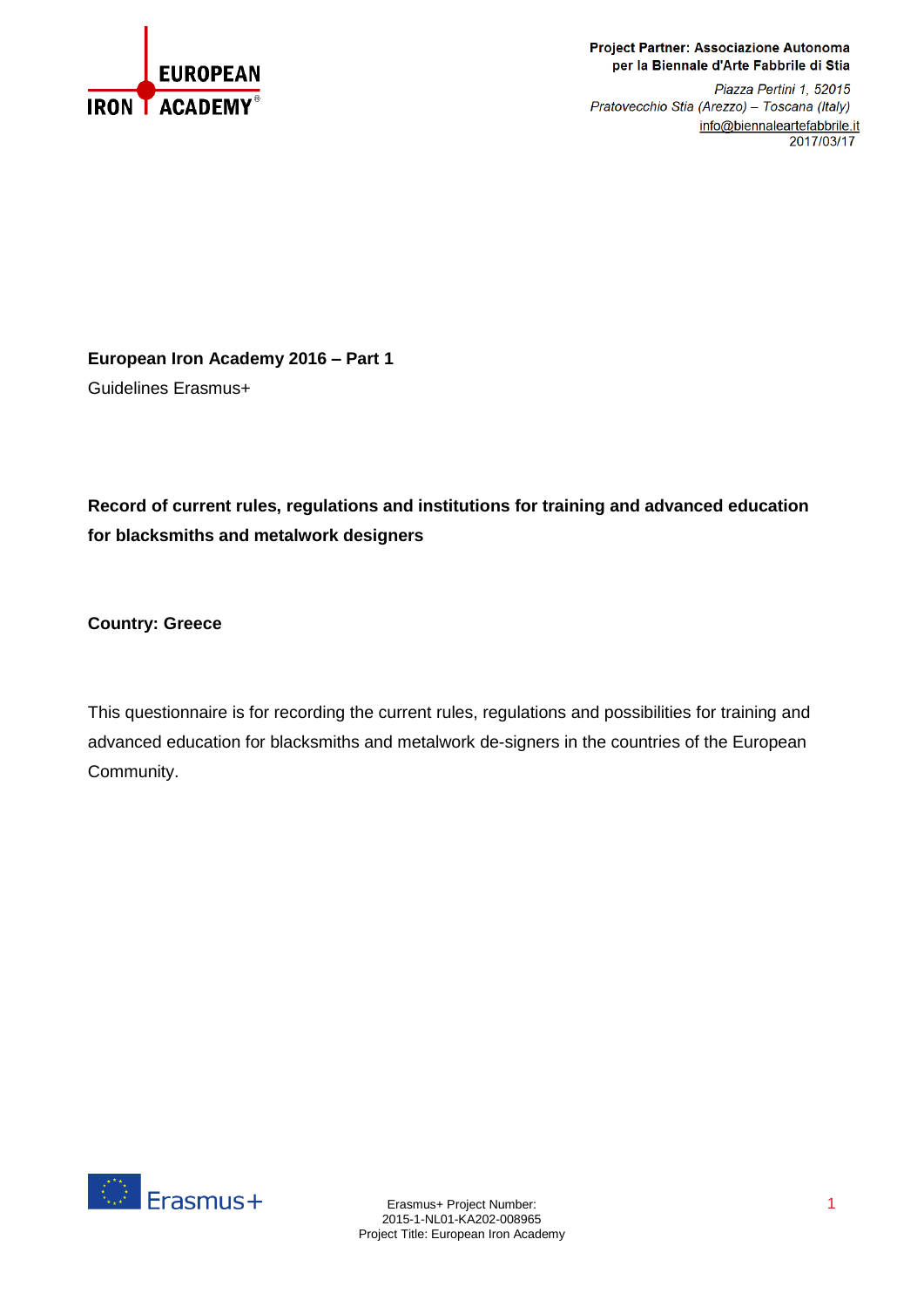**Project Partner: Associazione Autonoma per la Biennale d'Arte Fabbrile di Stia**

*Piazza Pertini 1, 52015*
*Pratovecchio Stia (Arezzo) – Toscana (Italy)*
info@biennaleartefabbrile.it
2017/03/17

**European Iron Academy 2016 – Part 1**

Guidelines Erasmus+

**Record of current rules, regulations and institutions for training and advanced education for blacksmiths and metalwork designers**

**Country: Greece**

This questionnaire is for recording the current rules, regulations and possibilities for training and advanced education for blacksmiths and metalwork de-signers in the countries of the European Community.

Erasmus+ Project Number:
2015-1-NL01-KA202-008965
Project Title: European Iron Academy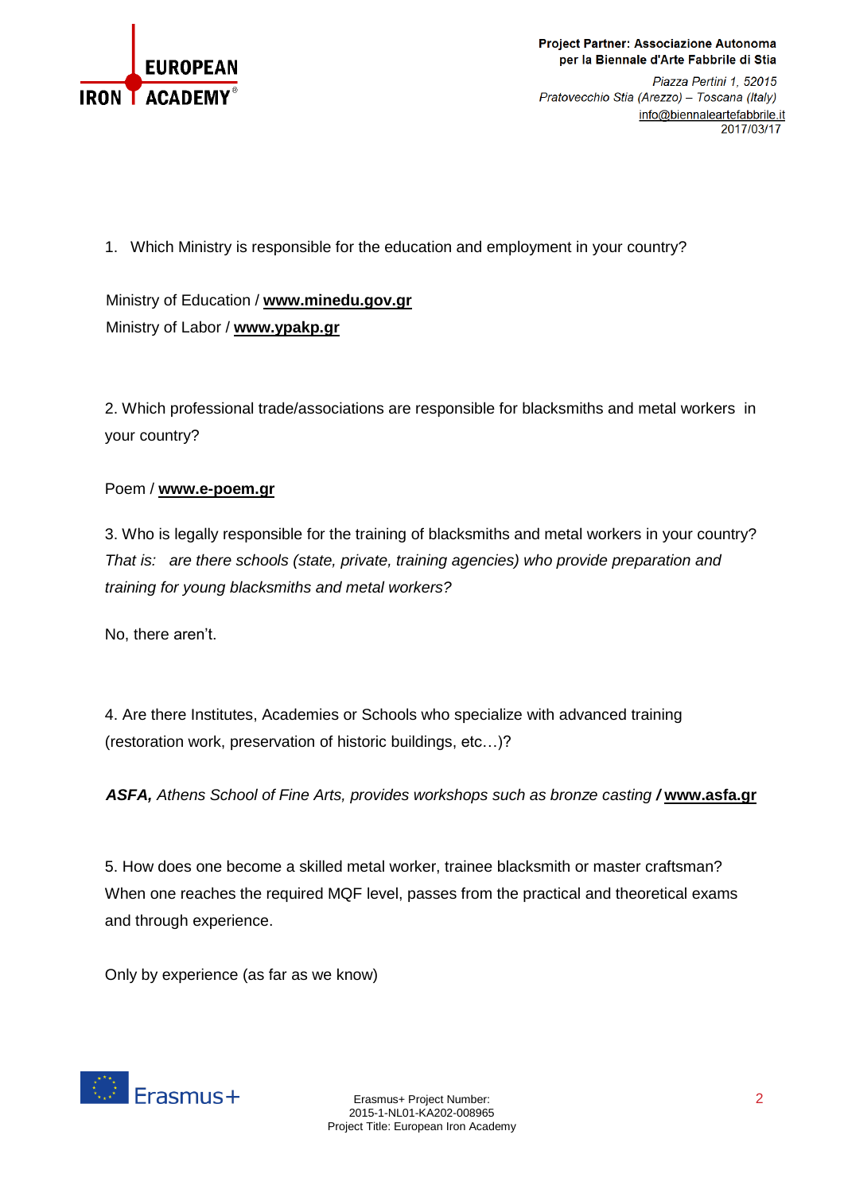1. Which Ministry is responsible for the education and employment in your country?

Ministry of Education / **www.minedu.gov.gr**
Ministry of Labor / **www.ypakp.gr**

2. Which professional trade/associations are responsible for blacksmiths and metal workers in your country?

Poem / **www.e-poem.gr**

3. Who is legally responsible for the training of blacksmiths and metal workers in your country?
*That is: are there schools (state, private, training agencies) who provide preparation and training for young blacksmiths and metal workers?*

No, there aren't.

4. Are there Institutes, Academies or Schools who specialize with advanced training (restoration work, preservation of historic buildings, etc…)?

***ASFA,** Athens School of Fine Arts, provides workshops such as bronze casting* ***/*** **www.asfa.gr**

5. How does one become a skilled metal worker, trainee blacksmith or master craftsman?
When one reaches the required MQF level, passes from the practical and theoretical exams and through experience.

Only by experience (as far as we know)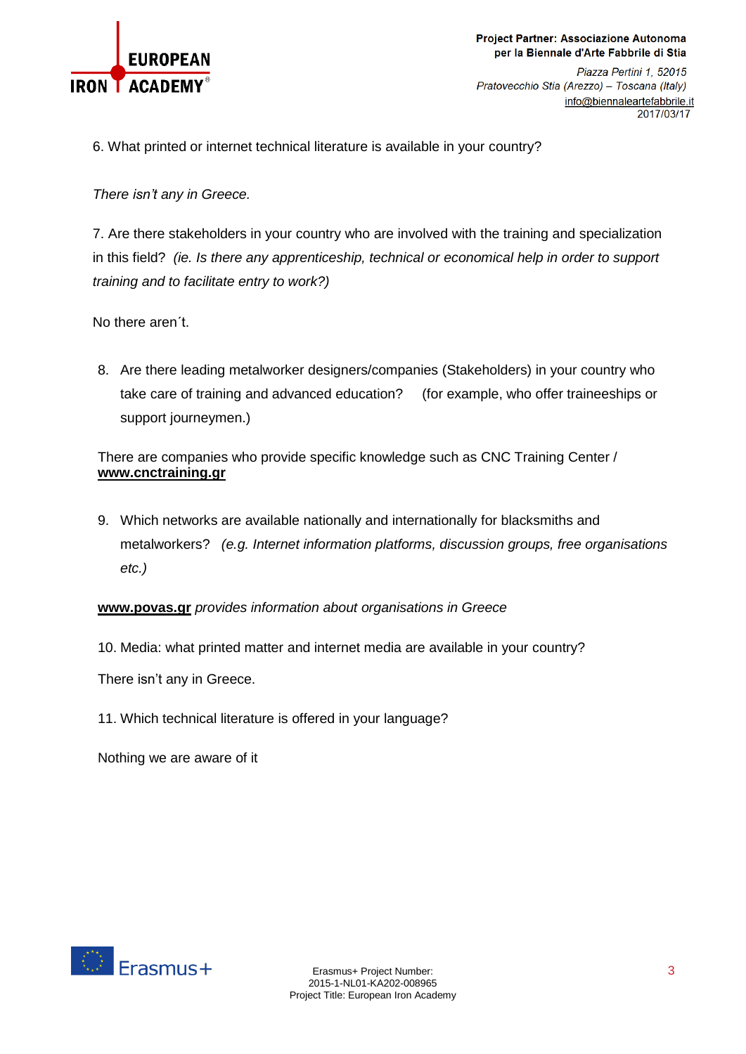6. What printed or internet technical literature is available in your country?

*There isn't any in Greece.*

7. Are there stakeholders in your country who are involved with the training and specialization in this field? *(ie. Is there any apprenticeship, technical or economical help in order to support training and to facilitate entry to work?)*

No there aren´t.

8. Are there leading metalworker designers/companies (Stakeholders) in your country who take care of training and advanced education? (for example, who offer traineeships or support journeymen.)

There are companies who provide specific knowledge such as CNC Training Center / **www.cnctraining.gr**

9. Which networks are available nationally and internationally for blacksmiths and metalworkers? *(e.g. Internet information platforms, discussion groups, free organisations etc.)*

**www.povas.gr** *provides information about organisations in Greece*

10. Media: what printed matter and internet media are available in your country?

There isn't any in Greece.

11. Which technical literature is offered in your language?

Nothing we are aware of it